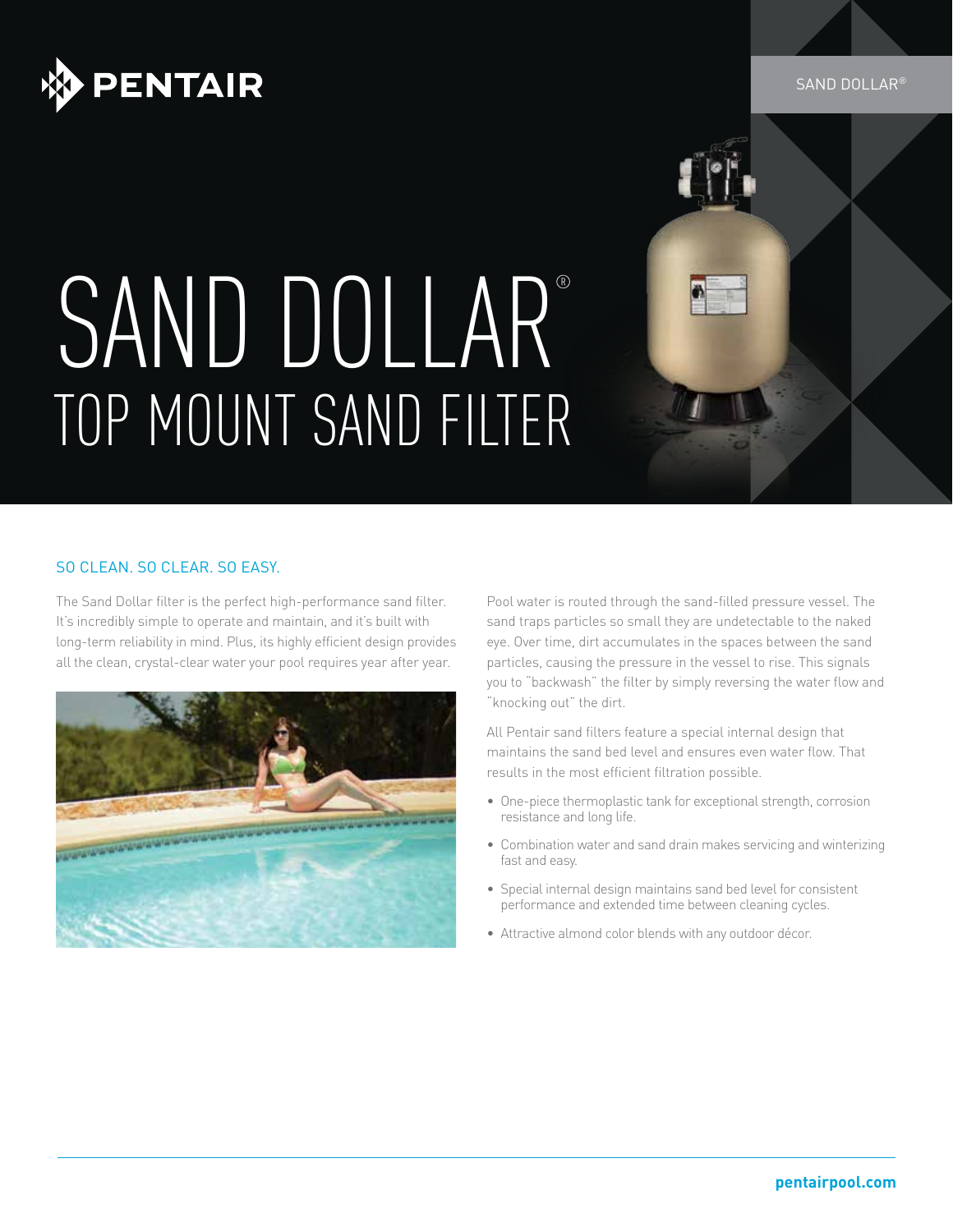# SAND DOLLAR®

## TOP MOUNT SAND FILTER

### SO CLEAN. SO CLEAR. SO EASY.

The Sand Dollar filter is the perfect high-performance sand filter. It's incredibly simple to operate and maintain, and it's built with long-term reliability in mind. Plus, its highly efficient design provides all the clean, crystal-clear water your pool requires year after year.

Pool water is routed through the sand-filled pressure vessel. The sand traps particles so small they are undetectable to the naked eye. Over time, dirt accumulates in the spaces between the sand particles, causing the pressure in the vessel to rise. This signals you to "backwash" the filter by simply reversing the water flow and "knocking out" the dirt.

All Pentair sand filters feature a special internal design that maintains the sand bed level and ensures even water flow. That results in the most efficient filtration possible.

- One-piece thermoplastic tank for exceptional strength, corrosion resistance and long life.
- Combination water and sand drain makes servicing and winterizing fast and easy.
- Special internal design maintains sand bed level for consistent performance and extended time between cleaning cycles.
- Attractive almond color blends with any outdoor décor.

**pentairpool.com**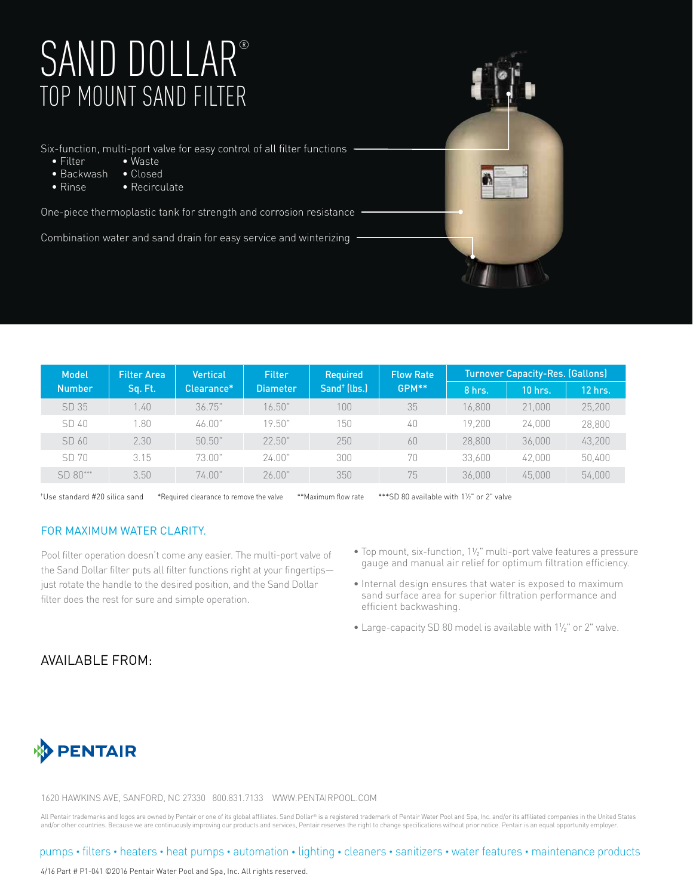# SAND DOLLAR®

## TOP MOUNT SAND FILTER

Six-function, multi-port valve for easy control of all filter functions

- Filter
- Backwash
- Rinse
- Waste
- Closed
- Recirculate

One-piece thermoplastic tank for strength and corrosion resistance

Combination water and sand drain for easy service and winterizing

| Model Number | Filter Area Sq. Ft. | Vertical Clearance* | Filter Diameter | Required Sand† (lbs.) | Flow Rate GPM** | Turnover Capacity-Res. (Gallons) | | |
|---|---|---|---|---|---|---|---|---|
| | | | | | | 8 hrs. | 10 hrs. | 12 hrs. |
| SD 35 | 1.40 | 36.75" | 16.50" | 100 | 35 | 16,800 | 21,000 | 25,200 |
| SD 40 | 1.80 | 46.00" | 19.50" | 150 | 40 | 19,200 | 24,000 | 28,800 |
| SD 60 | 2.30 | 50.50" | 22.50" | 250 | 60 | 28,800 | 36,000 | 43,200 |
| SD 70 | 3.15 | 73.00" | 24.00" | 300 | 70 | 33,600 | 42,000 | 50,400 |
| SD 80*** | 3.50 | 74.00" | 26.00" | 350 | 75 | 36,000 | 45,000 | 54,000 |

†Use standard #20 silica sand *Required clearance to remove the valve **Maximum flow rate ***SD 80 available with 1½" or 2" valve

### FOR MAXIMUM WATER CLARITY.

Pool filter operation doesn't come any easier. The multi-port valve of the Sand Dollar filter puts all filter functions right at your fingertips—just rotate the handle to the desired position, and the Sand Dollar filter does the rest for sure and simple operation.

- Top mount, six-function, 1½" multi-port valve features a pressure gauge and manual air relief for optimum filtration efficiency.
- Internal design ensures that water is exposed to maximum sand surface area for superior filtration performance and efficient backwashing.
- Large-capacity SD 80 model is available with 1½" or 2" valve.

AVAILABLE FROM:

PENTAIR

1620 HAWKINS AVE, SANFORD, NC 27330 800.831.7133 WWW.PENTAIRPOOL.COM

All Pentair trademarks and logos are owned by Pentair or one of its global affiliates. Sand Dollar® is a registered trademark of Pentair Water Pool and Spa, Inc. and/or its affiliated companies in the United States and/or other countries. Because we are continuously improving our products and services, Pentair reserves the right to change specifications without prior notice. Pentair is an equal opportunity employer.

pumps • filters • heaters • heat pumps • automation • lighting • cleaners • sanitizers • water features • maintenance products

4/16 Part # P1-041 ©2016 Pentair Water Pool and Spa, Inc. All rights reserved.